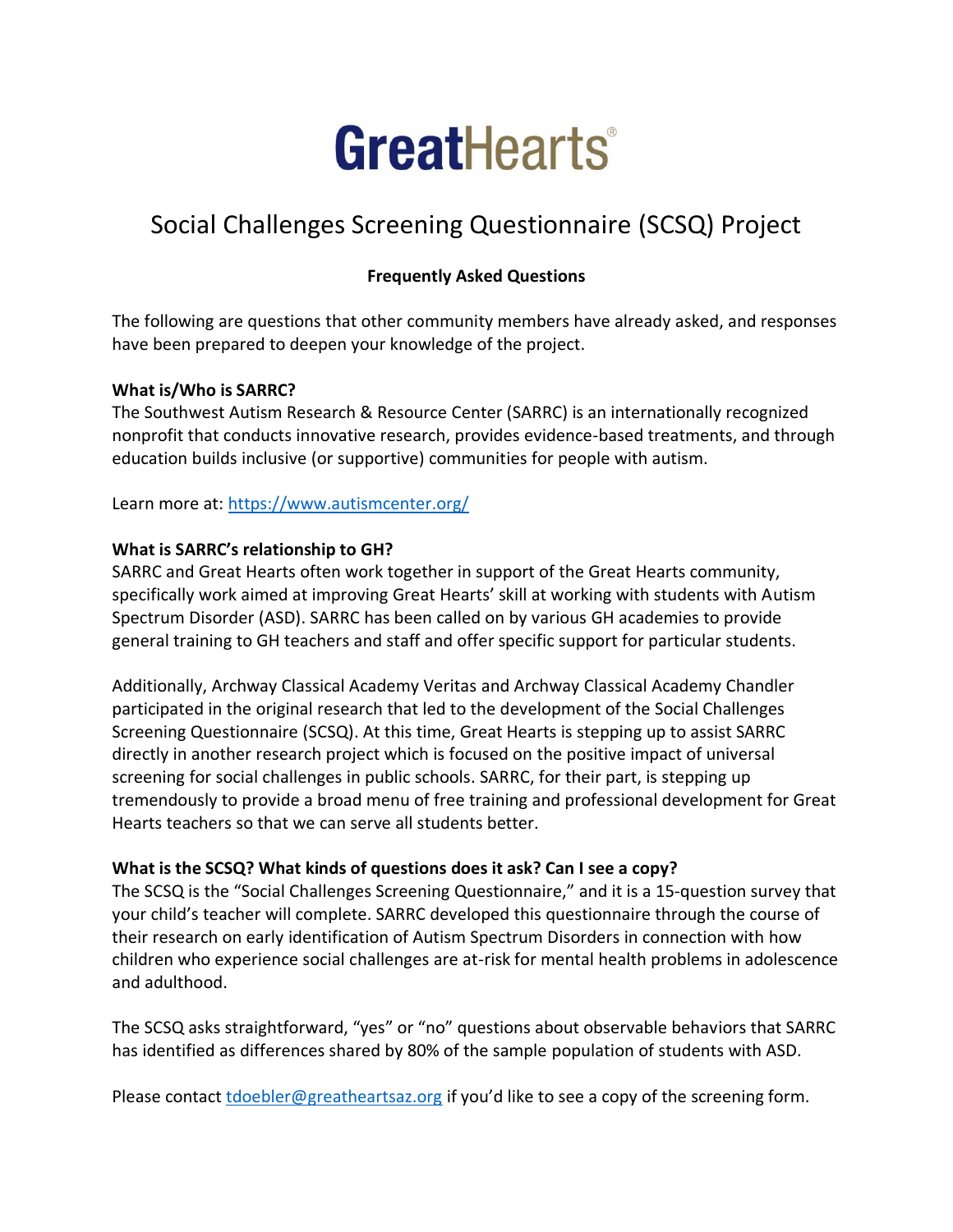# GreatHearts

## Social Challenges Screening Questionnaire (SCSQ) Project

**Frequently Asked Questions**

The following are questions that other community members have already asked, and responses have been prepared to deepen your knowledge of the project.

**What is/Who is SARRC?**
The Southwest Autism Research & Resource Center (SARRC) is an internationally recognized nonprofit that conducts innovative research, provides evidence-based treatments, and through education builds inclusive (or supportive) communities for people with autism.

Learn more at: https://www.autismcenter.org/

**What is SARRC's relationship to GH?**
SARRC and Great Hearts often work together in support of the Great Hearts community, specifically work aimed at improving Great Hearts' skill at working with students with Autism Spectrum Disorder (ASD). SARRC has been called on by various GH academies to provide general training to GH teachers and staff and offer specific support for particular students.

Additionally, Archway Classical Academy Veritas and Archway Classical Academy Chandler participated in the original research that led to the development of the Social Challenges Screening Questionnaire (SCSQ). At this time, Great Hearts is stepping up to assist SARRC directly in another research project which is focused on the positive impact of universal screening for social challenges in public schools. SARRC, for their part, is stepping up tremendously to provide a broad menu of free training and professional development for Great Hearts teachers so that we can serve all students better.

**What is the SCSQ? What kinds of questions does it ask? Can I see a copy?**
The SCSQ is the "Social Challenges Screening Questionnaire," and it is a 15-question survey that your child's teacher will complete. SARRC developed this questionnaire through the course of their research on early identification of Autism Spectrum Disorders in connection with how children who experience social challenges are at-risk for mental health problems in adolescence and adulthood.

The SCSQ asks straightforward, "yes" or "no" questions about observable behaviors that SARRC has identified as differences shared by 80% of the sample population of students with ASD.

Please contact tdoebler@greatheartsaz.org if you'd like to see a copy of the screening form.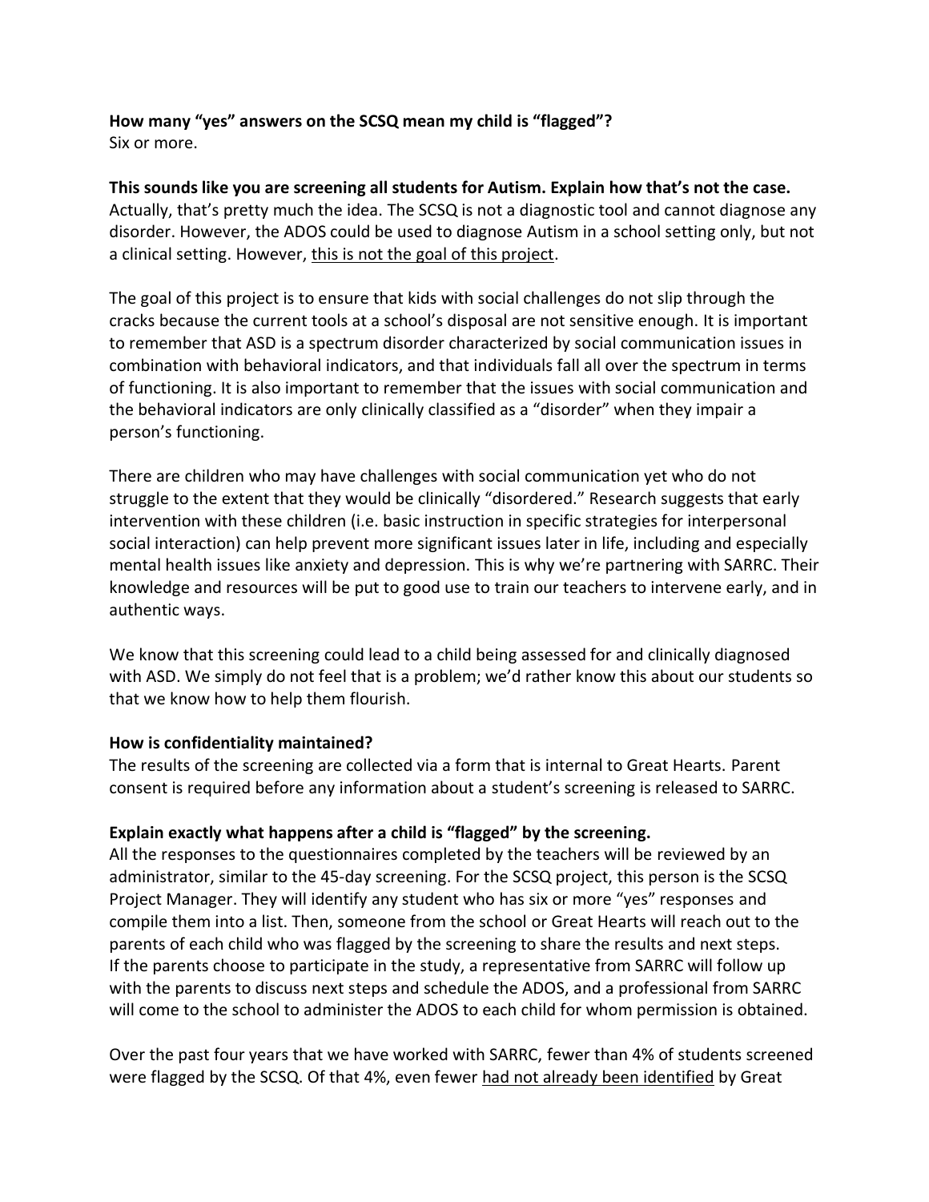**How many "yes" answers on the SCSQ mean my child is "flagged"?**
Six or more.

**This sounds like you are screening all students for Autism. Explain how that's not the case.**
Actually, that's pretty much the idea. The SCSQ is not a diagnostic tool and cannot diagnose any disorder. However, the ADOS could be used to diagnose Autism in a school setting only, but not a clinical setting. However, <u>this is not the goal of this project</u>.

The goal of this project is to ensure that kids with social challenges do not slip through the cracks because the current tools at a school's disposal are not sensitive enough. It is important to remember that ASD is a spectrum disorder characterized by social communication issues in combination with behavioral indicators, and that individuals fall all over the spectrum in terms of functioning. It is also important to remember that the issues with social communication and the behavioral indicators are only clinically classified as a "disorder" when they impair a person's functioning.

There are children who may have challenges with social communication yet who do not struggle to the extent that they would be clinically "disordered." Research suggests that early intervention with these children (i.e. basic instruction in specific strategies for interpersonal social interaction) can help prevent more significant issues later in life, including and especially mental health issues like anxiety and depression. This is why we're partnering with SARRC. Their knowledge and resources will be put to good use to train our teachers to intervene early, and in authentic ways.

We know that this screening could lead to a child being assessed for and clinically diagnosed with ASD. We simply do not feel that is a problem; we'd rather know this about our students so that we know how to help them flourish.

**How is confidentiality maintained?**
The results of the screening are collected via a form that is internal to Great Hearts. Parent consent is required before any information about a student's screening is released to SARRC.

**Explain exactly what happens after a child is "flagged" by the screening.**
All the responses to the questionnaires completed by the teachers will be reviewed by an administrator, similar to the 45-day screening. For the SCSQ project, this person is the SCSQ Project Manager. They will identify any student who has six or more "yes" responses and compile them into a list. Then, someone from the school or Great Hearts will reach out to the parents of each child who was flagged by the screening to share the results and next steps. If the parents choose to participate in the study, a representative from SARRC will follow up with the parents to discuss next steps and schedule the ADOS, and a professional from SARRC will come to the school to administer the ADOS to each child for whom permission is obtained.

Over the past four years that we have worked with SARRC, fewer than 4% of students screened were flagged by the SCSQ. Of that 4%, even fewer <u>had not already been identified</u> by Great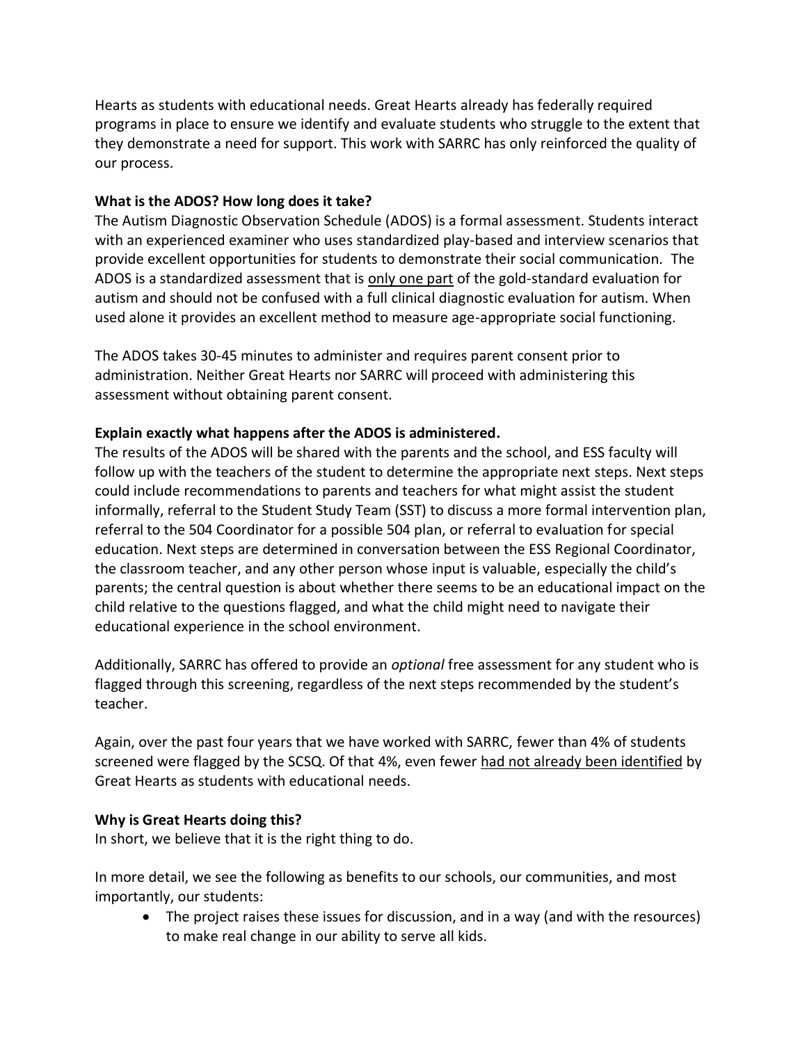Hearts as students with educational needs. Great Hearts already has federally required programs in place to ensure we identify and evaluate students who struggle to the extent that they demonstrate a need for support. This work with SARRC has only reinforced the quality of our process.

**What is the ADOS? How long does it take?**

The Autism Diagnostic Observation Schedule (ADOS) is a formal assessment. Students interact with an experienced examiner who uses standardized play-based and interview scenarios that provide excellent opportunities for students to demonstrate their social communication. The ADOS is a standardized assessment that is <u>only one part</u> of the gold-standard evaluation for autism and should not be confused with a full clinical diagnostic evaluation for autism. When used alone it provides an excellent method to measure age-appropriate social functioning.

The ADOS takes 30-45 minutes to administer and requires parent consent prior to administration. Neither Great Hearts nor SARRC will proceed with administering this assessment without obtaining parent consent.

**Explain exactly what happens after the ADOS is administered.**

The results of the ADOS will be shared with the parents and the school, and ESS faculty will follow up with the teachers of the student to determine the appropriate next steps. Next steps could include recommendations to parents and teachers for what might assist the student informally, referral to the Student Study Team (SST) to discuss a more formal intervention plan, referral to the 504 Coordinator for a possible 504 plan, or referral to evaluation for special education. Next steps are determined in conversation between the ESS Regional Coordinator, the classroom teacher, and any other person whose input is valuable, especially the child's parents; the central question is about whether there seems to be an educational impact on the child relative to the questions flagged, and what the child might need to navigate their educational experience in the school environment.

Additionally, SARRC has offered to provide an *optional* free assessment for any student who is flagged through this screening, regardless of the next steps recommended by the student's teacher.

Again, over the past four years that we have worked with SARRC, fewer than 4% of students screened were flagged by the SCSQ. Of that 4%, even fewer <u>had not already been identified</u> by Great Hearts as students with educational needs.

**Why is Great Hearts doing this?**

In short, we believe that it is the right thing to do.

In more detail, we see the following as benefits to our schools, our communities, and most importantly, our students:

- The project raises these issues for discussion, and in a way (and with the resources) to make real change in our ability to serve all kids.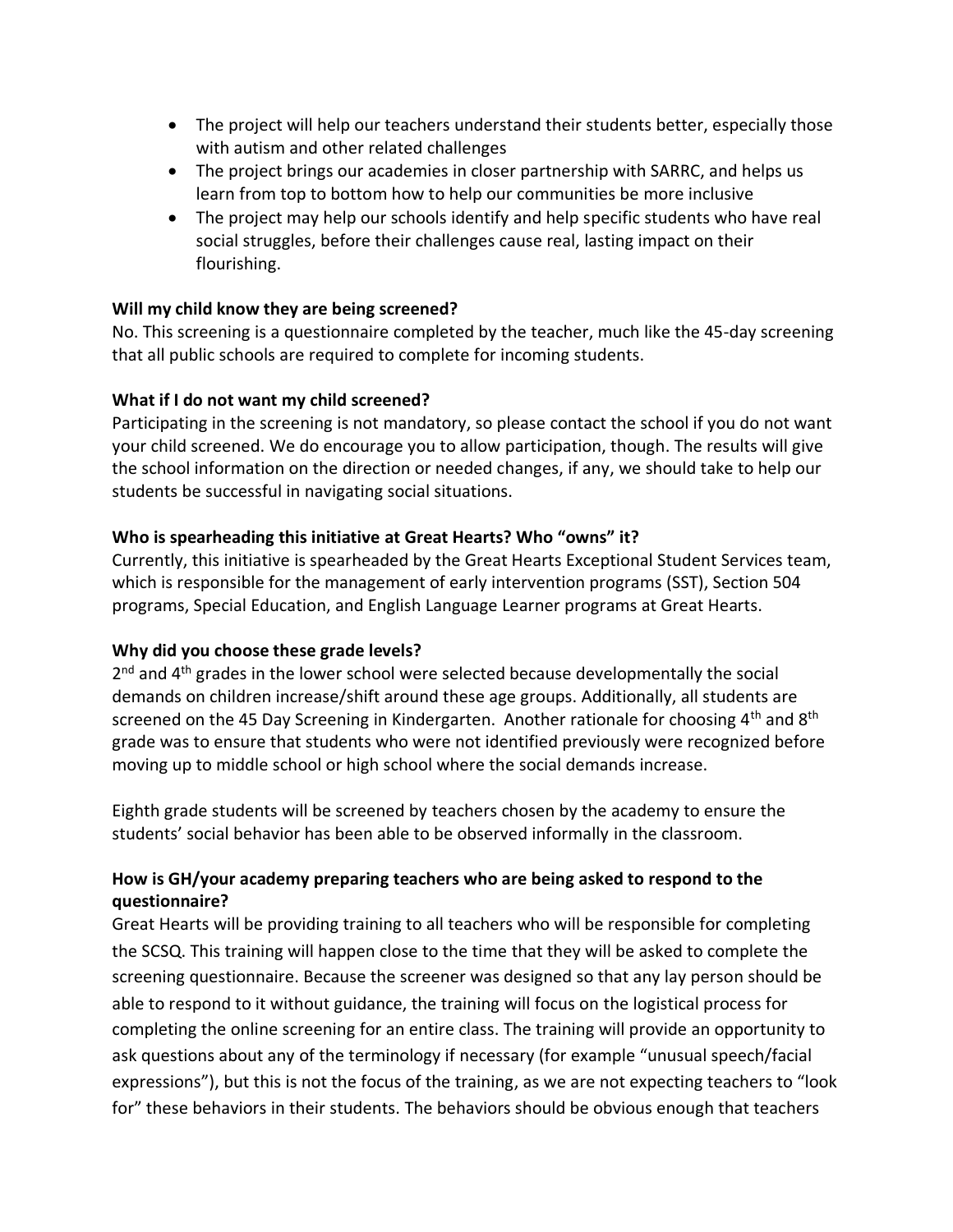- The project will help our teachers understand their students better, especially those with autism and other related challenges
- The project brings our academies in closer partnership with SARRC, and helps us learn from top to bottom how to help our communities be more inclusive
- The project may help our schools identify and help specific students who have real social struggles, before their challenges cause real, lasting impact on their flourishing.

**Will my child know they are being screened?**

No. This screening is a questionnaire completed by the teacher, much like the 45-day screening that all public schools are required to complete for incoming students.

**What if I do not want my child screened?**

Participating in the screening is not mandatory, so please contact the school if you do not want your child screened. We do encourage you to allow participation, though. The results will give the school information on the direction or needed changes, if any, we should take to help our students be successful in navigating social situations.

**Who is spearheading this initiative at Great Hearts? Who "owns" it?**

Currently, this initiative is spearheaded by the Great Hearts Exceptional Student Services team, which is responsible for the management of early intervention programs (SST), Section 504 programs, Special Education, and English Language Learner programs at Great Hearts.

**Why did you choose these grade levels?**

2nd and 4th grades in the lower school were selected because developmentally the social demands on children increase/shift around these age groups. Additionally, all students are screened on the 45 Day Screening in Kindergarten. Another rationale for choosing 4th and 8th grade was to ensure that students who were not identified previously were recognized before moving up to middle school or high school where the social demands increase.

Eighth grade students will be screened by teachers chosen by the academy to ensure the students' social behavior has been able to be observed informally in the classroom.

**How is GH/your academy preparing teachers who are being asked to respond to the questionnaire?**

Great Hearts will be providing training to all teachers who will be responsible for completing the SCSQ. This training will happen close to the time that they will be asked to complete the screening questionnaire. Because the screener was designed so that any lay person should be able to respond to it without guidance, the training will focus on the logistical process for completing the online screening for an entire class. The training will provide an opportunity to ask questions about any of the terminology if necessary (for example "unusual speech/facial expressions"), but this is not the focus of the training, as we are not expecting teachers to "look for" these behaviors in their students. The behaviors should be obvious enough that teachers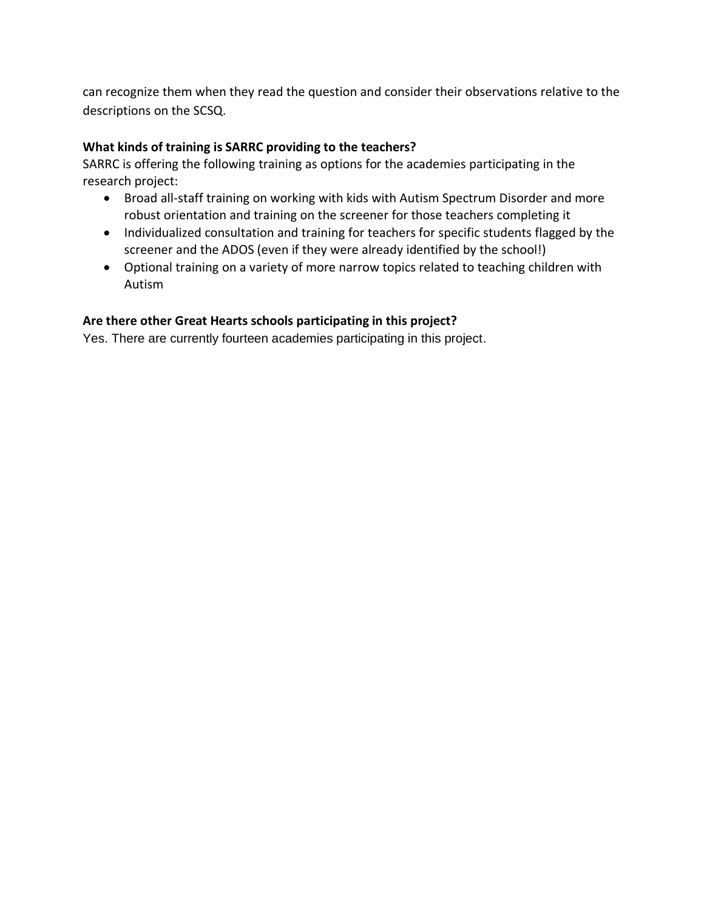can recognize them when they read the question and consider their observations relative to the descriptions on the SCSQ.

**What kinds of training is SARRC providing to the teachers?**

SARRC is offering the following training as options for the academies participating in the research project:

- Broad all-staff training on working with kids with Autism Spectrum Disorder and more robust orientation and training on the screener for those teachers completing it
- Individualized consultation and training for teachers for specific students flagged by the screener and the ADOS (even if they were already identified by the school!)
- Optional training on a variety of more narrow topics related to teaching children with Autism

**Are there other Great Hearts schools participating in this project?**

Yes. There are currently fourteen academies participating in this project.